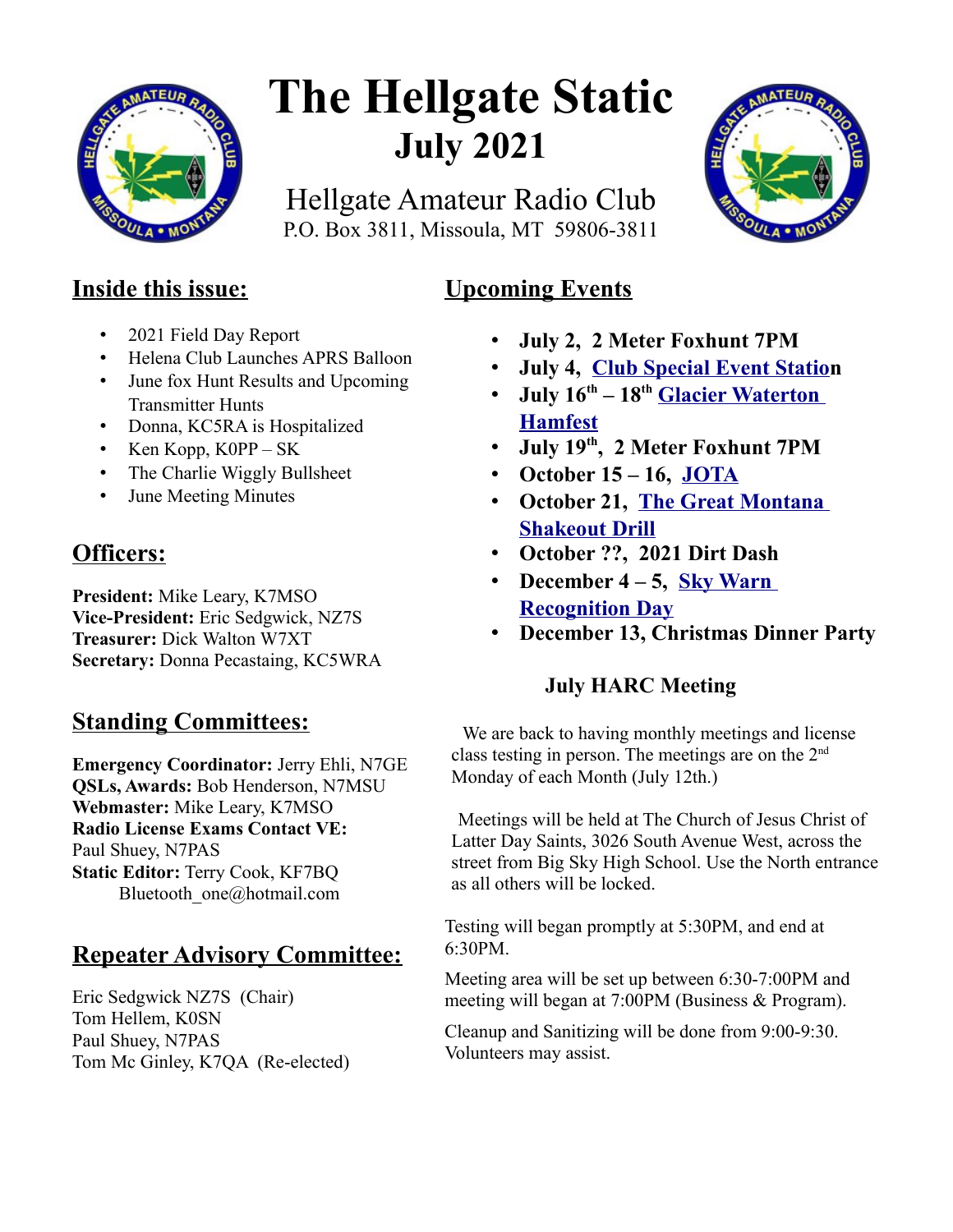# The Hellgate Static

## July 2021

Hellgate Amateur Radio Club
P.O. Box 3811, Missoula, MT 59806-3811

## Inside this issue:

- 2021 Field Day Report
- Helena Club Launches APRS Balloon
- June fox Hunt Results and Upcoming Transmitter Hunts
- Donna, KC5RA is Hospitalized
- Ken Kopp, K0PP – SK
- The Charlie Wiggly Bullsheet
- June Meeting Minutes

## Officers:

**President:** Mike Leary, K7MSO
**Vice-President:** Eric Sedgwick, NZ7S
**Treasurer:** Dick Walton W7XT
**Secretary:** Donna Pecastaing, KC5WRA

## Standing Committees:

**Emergency Coordinator:** Jerry Ehli, N7GE
**QSLs, Awards:** Bob Henderson, N7MSU
**Webmaster:** Mike Leary, K7MSO
**Radio License Exams Contact VE:** Paul Shuey, N7PAS
**Static Editor:** Terry Cook, KF7BQ
Bluetooth_one@hotmail.com

## Repeater Advisory Committee:

Eric Sedgwick NZ7S (Chair)
Tom Hellem, K0SN
Paul Shuey, N7PAS
Tom Mc Ginley, K7QA (Re-elected)

## Upcoming Events

- **July 2, 2 Meter Foxhunt 7PM**
- **July 4, Club Special Event Station**
- **July 16th – 18th Glacier Waterton Hamfest**
- **July 19th, 2 Meter Foxhunt 7PM**
- **October 15 – 16, JOTA**
- **October 21, The Great Montana Shakeout Drill**
- **October ??, 2021 Dirt Dash**
- **December 4 – 5, Sky Warn Recognition Day**
- **December 13, Christmas Dinner Party**

### July HARC Meeting

We are back to having monthly meetings and license class testing in person. The meetings are on the 2nd Monday of each Month (July 12th.)

Meetings will be held at The Church of Jesus Christ of Latter Day Saints, 3026 South Avenue West, across the street from Big Sky High School. Use the North entrance as all others will be locked.

Testing will began promptly at 5:30PM, and end at 6:30PM.

Meeting area will be set up between 6:30-7:00PM and meeting will began at 7:00PM (Business & Program).

Cleanup and Sanitizing will be done from 9:00-9:30. Volunteers may assist.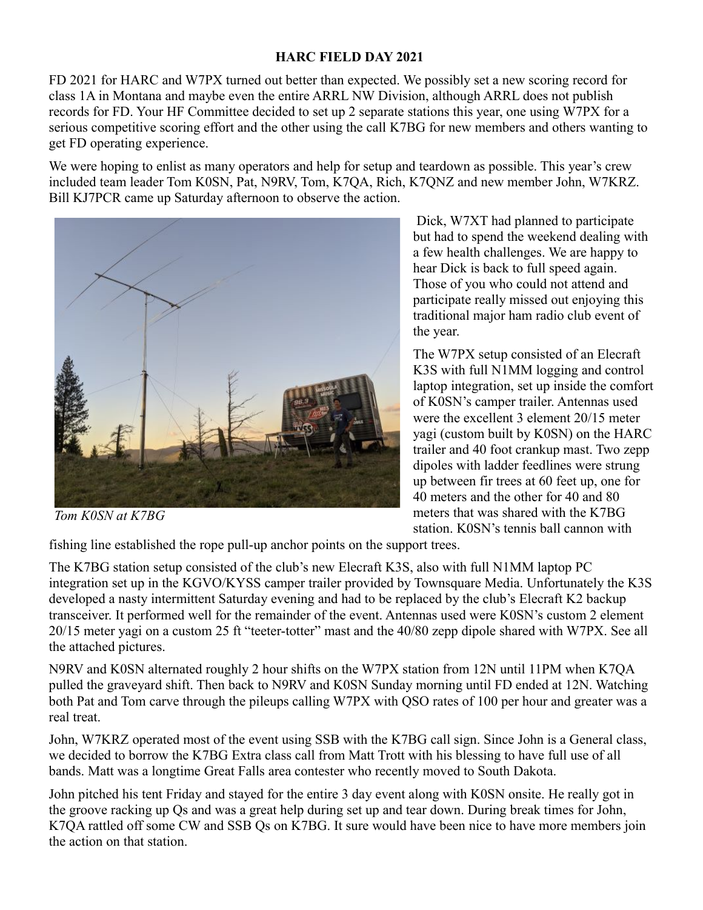**HARC FIELD DAY 2021**

FD 2021 for HARC and W7PX turned out better than expected. We possibly set a new scoring record for class 1A in Montana and maybe even the entire ARRL NW Division, although ARRL does not publish records for FD. Your HF Committee decided to set up 2 separate stations this year, one using W7PX for a serious competitive scoring effort and the other using the call K7BG for new members and others wanting to get FD operating experience.

We were hoping to enlist as many operators and help for setup and teardown as possible. This year's crew included team leader Tom K0SN, Pat, N9RV, Tom, K7QA, Rich, K7QNZ and new member John, W7KRZ. Bill KJ7PCR came up Saturday afternoon to observe the action.

*Tom K0SN at K7BG*

Dick, W7XT had planned to participate but had to spend the weekend dealing with a few health challenges. We are happy to hear Dick is back to full speed again. Those of you who could not attend and participate really missed out enjoying this traditional major ham radio club event of the year.

The W7PX setup consisted of an Elecraft K3S with full N1MM logging and control laptop integration, set up inside the comfort of K0SN's camper trailer. Antennas used were the excellent 3 element 20/15 meter yagi (custom built by K0SN) on the HARC trailer and 40 foot crankup mast. Two zepp dipoles with ladder feedlines were strung up between fir trees at 60 feet up, one for 40 meters and the other for 40 and 80 meters that was shared with the K7BG station. K0SN's tennis ball cannon with fishing line established the rope pull-up anchor points on the support trees.

The K7BG station setup consisted of the club's new Elecraft K3S, also with full N1MM laptop PC integration set up in the KGVO/KYSS camper trailer provided by Townsquare Media. Unfortunately the K3S developed a nasty intermittent Saturday evening and had to be replaced by the club's Elecraft K2 backup transceiver. It performed well for the remainder of the event. Antennas used were K0SN's custom 2 element 20/15 meter yagi on a custom 25 ft "teeter-totter" mast and the 40/80 zepp dipole shared with W7PX. See all the attached pictures.

N9RV and K0SN alternated roughly 2 hour shifts on the W7PX station from 12N until 11PM when K7QA pulled the graveyard shift. Then back to N9RV and K0SN Sunday morning until FD ended at 12N. Watching both Pat and Tom carve through the pileups calling W7PX with QSO rates of 100 per hour and greater was a real treat.

John, W7KRZ operated most of the event using SSB with the K7BG call sign. Since John is a General class, we decided to borrow the K7BG Extra class call from Matt Trott with his blessing to have full use of all bands. Matt was a longtime Great Falls area contester who recently moved to South Dakota.

John pitched his tent Friday and stayed for the entire 3 day event along with K0SN onsite. He really got in the groove racking up Qs and was a great help during set up and tear down. During break times for John, K7QA rattled off some CW and SSB Qs on K7BG. It sure would have been nice to have more members join the action on that station.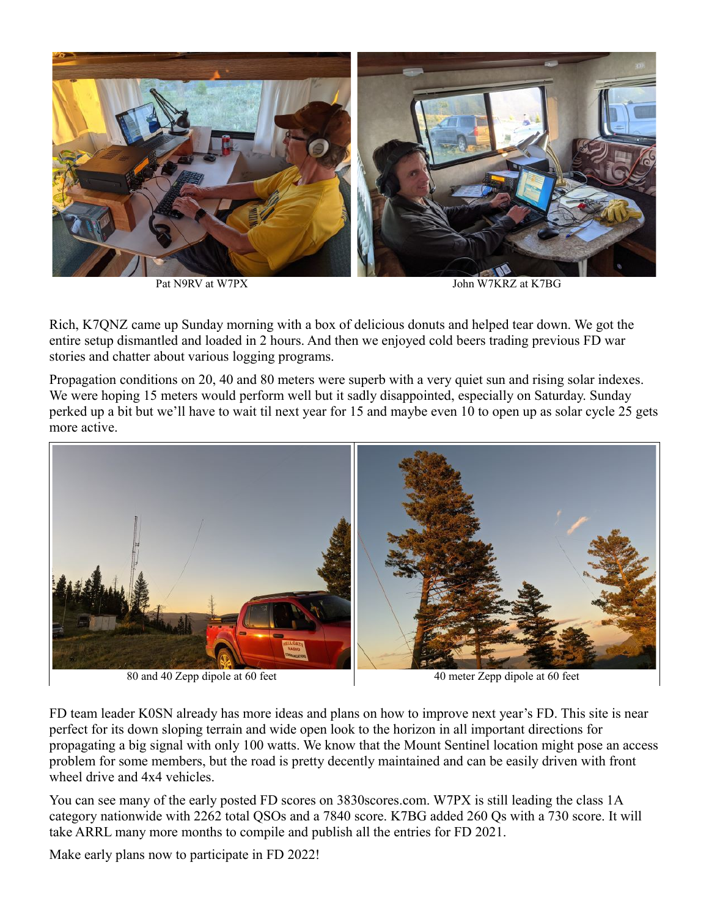Pat N9RV at W7PX

John W7KRZ at K7BG

Rich, K7QNZ came up Sunday morning with a box of delicious donuts and helped tear down. We got the entire setup dismantled and loaded in 2 hours. And then we enjoyed cold beers trading previous FD war stories and chatter about various logging programs.

Propagation conditions on 20, 40 and 80 meters were superb with a very quiet sun and rising solar indexes. We were hoping 15 meters would perform well but it sadly disappointed, especially on Saturday. Sunday perked up a bit but we'll have to wait til next year for 15 and maybe even 10 to open up as solar cycle 25 gets more active.

80 and 40 Zepp dipole at 60 feet

40 meter Zepp dipole at 60 feet

FD team leader K0SN already has more ideas and plans on how to improve next year's FD. This site is near perfect for its down sloping terrain and wide open look to the horizon in all important directions for propagating a big signal with only 100 watts. We know that the Mount Sentinel location might pose an access problem for some members, but the road is pretty decently maintained and can be easily driven with front wheel drive and 4x4 vehicles.

You can see many of the early posted FD scores on 3830scores.com. W7PX is still leading the class 1A category nationwide with 2262 total QSOs and a 7840 score. K7BG added 260 Qs with a 730 score. It will take ARRL many more months to compile and publish all the entries for FD 2021.

Make early plans now to participate in FD 2022!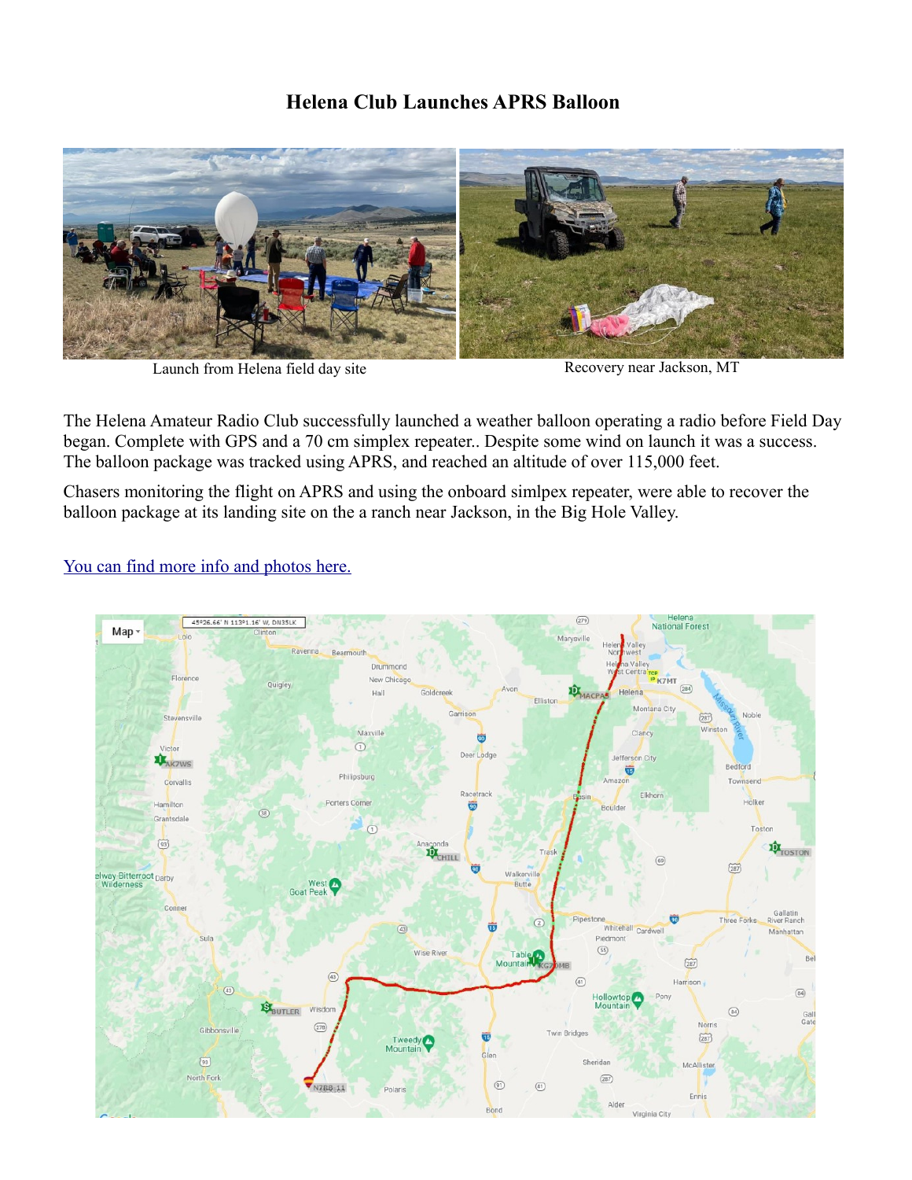# Helena Club Launches APRS Balloon

Launch from Helena field day site

Recovery near Jackson, MT

The Helena Amateur Radio Club successfully launched a weather balloon operating a radio before Field Day began. Complete with GPS and a 70 cm simplex repeater.. Despite some wind on launch it was a success. The balloon package was tracked using APRS, and reached an altitude of over 115,000 feet.

Chasers monitoring the flight on APRS and using the onboard simlpex repeater, were able to recover the balloon package at its landing site on the a ranch near Jackson, in the Big Hole Valley.

[You can find more info and photos here.]()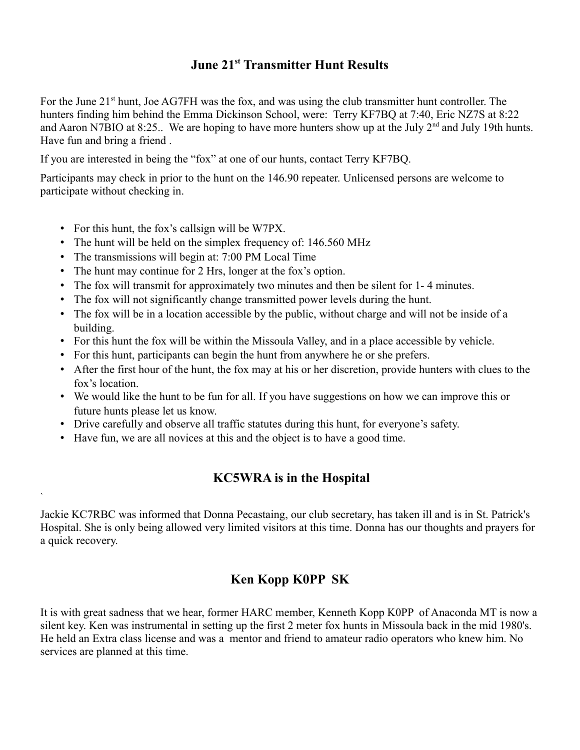## June 21st Transmitter Hunt Results

For the June 21st hunt, Joe AG7FH was the fox, and was using the club transmitter hunt controller. The hunters finding him behind the Emma Dickinson School, were: Terry KF7BQ at 7:40, Eric NZ7S at 8:22 and Aaron N7BIO at 8:25.. We are hoping to have more hunters show up at the July 2nd and July 19th hunts. Have fun and bring a friend .

If you are interested in being the "fox" at one of our hunts, contact Terry KF7BQ.

Participants may check in prior to the hunt on the 146.90 repeater. Unlicensed persons are welcome to participate without checking in.

- For this hunt, the fox's callsign will be W7PX.
- The hunt will be held on the simplex frequency of: 146.560 MHz
- The transmissions will begin at: 7:00 PM Local Time
- The hunt may continue for 2 Hrs, longer at the fox's option.
- The fox will transmit for approximately two minutes and then be silent for 1- 4 minutes.
- The fox will not significantly change transmitted power levels during the hunt.
- The fox will be in a location accessible by the public, without charge and will not be inside of a building.
- For this hunt the fox will be within the Missoula Valley, and in a place accessible by vehicle.
- For this hunt, participants can begin the hunt from anywhere he or she prefers.
- After the first hour of the hunt, the fox may at his or her discretion, provide hunters with clues to the fox's location.
- We would like the hunt to be fun for all. If you have suggestions on how we can improve this or future hunts please let us know.
- Drive carefully and observe all traffic statutes during this hunt, for everyone's safety.
- Have fun, we are all novices at this and the object is to have a good time.

## KC5WRA is in the Hospital

Jackie KC7RBC was informed that Donna Pecastaing, our club secretary, has taken ill and is in St. Patrick's Hospital. She is only being allowed very limited visitors at this time. Donna has our thoughts and prayers for a quick recovery.

## Ken Kopp K0PP SK

It is with great sadness that we hear, former HARC member, Kenneth Kopp K0PP of Anaconda MT is now a silent key. Ken was instrumental in setting up the first 2 meter fox hunts in Missoula back in the mid 1980's. He held an Extra class license and was a mentor and friend to amateur radio operators who knew him. No services are planned at this time.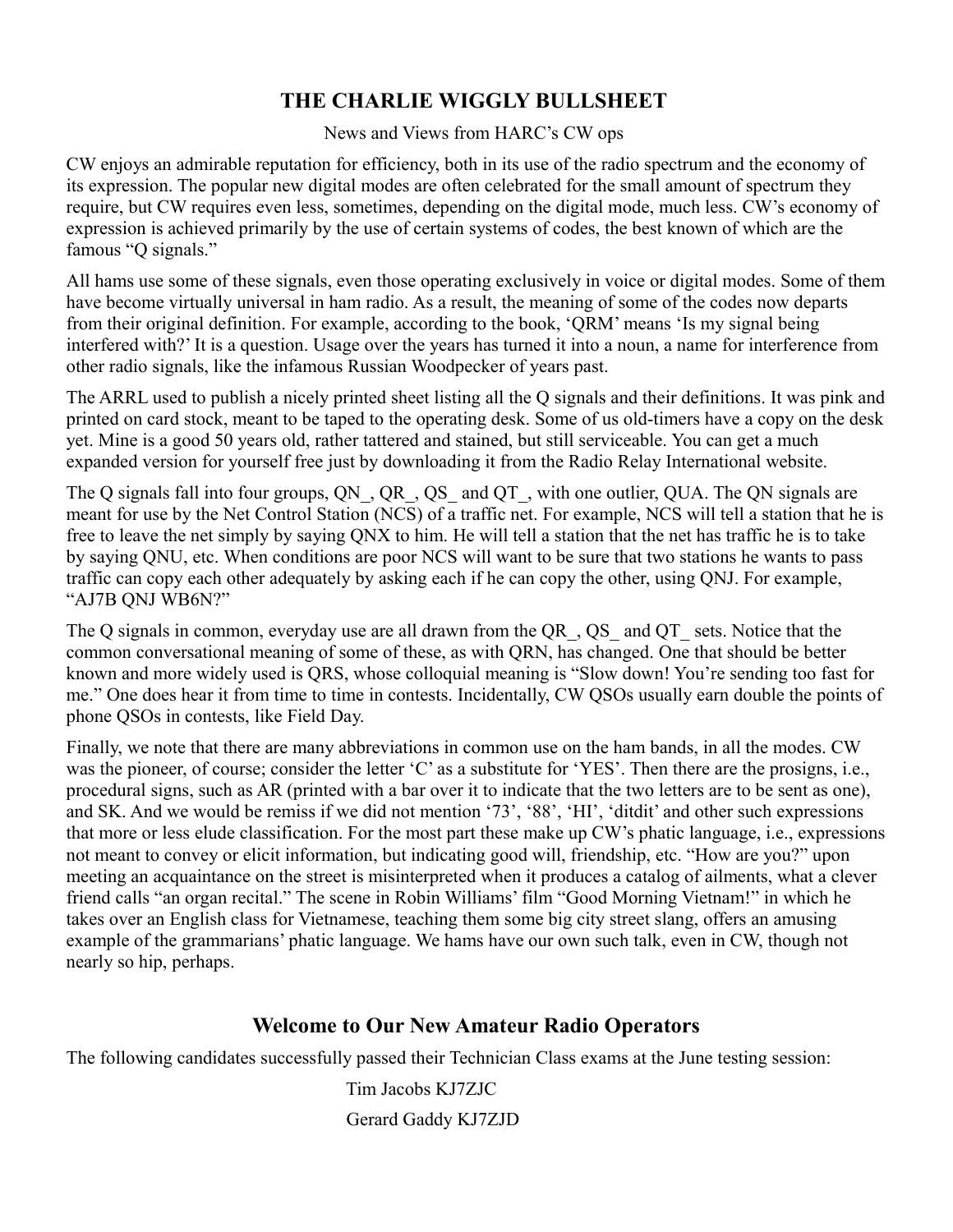# THE CHARLIE WIGGLY BULLSHEET

News and Views from HARC's CW ops

CW enjoys an admirable reputation for efficiency, both in its use of the radio spectrum and the economy of its expression. The popular new digital modes are often celebrated for the small amount of spectrum they require, but CW requires even less, sometimes, depending on the digital mode, much less. CW's economy of expression is achieved primarily by the use of certain systems of codes, the best known of which are the famous "Q signals."

All hams use some of these signals, even those operating exclusively in voice or digital modes. Some of them have become virtually universal in ham radio. As a result, the meaning of some of the codes now departs from their original definition. For example, according to the book, 'QRM' means 'Is my signal being interfered with?' It is a question. Usage over the years has turned it into a noun, a name for interference from other radio signals, like the infamous Russian Woodpecker of years past.

The ARRL used to publish a nicely printed sheet listing all the Q signals and their definitions. It was pink and printed on card stock, meant to be taped to the operating desk. Some of us old-timers have a copy on the desk yet. Mine is a good 50 years old, rather tattered and stained, but still serviceable. You can get a much expanded version for yourself free just by downloading it from the Radio Relay International website.

The Q signals fall into four groups, QN_, QR_, QS_ and QT_, with one outlier, QUA. The QN signals are meant for use by the Net Control Station (NCS) of a traffic net. For example, NCS will tell a station that he is free to leave the net simply by saying QNX to him. He will tell a station that the net has traffic he is to take by saying QNU, etc. When conditions are poor NCS will want to be sure that two stations he wants to pass traffic can copy each other adequately by asking each if he can copy the other, using QNJ. For example, "AJ7B QNJ WB6N?"

The Q signals in common, everyday use are all drawn from the QR_, QS_ and QT_ sets. Notice that the common conversational meaning of some of these, as with QRN, has changed. One that should be better known and more widely used is QRS, whose colloquial meaning is "Slow down! You're sending too fast for me." One does hear it from time to time in contests. Incidentally, CW QSOs usually earn double the points of phone QSOs in contests, like Field Day.

Finally, we note that there are many abbreviations in common use on the ham bands, in all the modes. CW was the pioneer, of course; consider the letter 'C' as a substitute for 'YES'. Then there are the prosigns, i.e., procedural signs, such as AR (printed with a bar over it to indicate that the two letters are to be sent as one), and SK. And we would be remiss if we did not mention '73', '88', 'HI', 'ditdit' and other such expressions that more or less elude classification. For the most part these make up CW's phatic language, i.e., expressions not meant to convey or elicit information, but indicating good will, friendship, etc. "How are you?" upon meeting an acquaintance on the street is misinterpreted when it produces a catalog of ailments, what a clever friend calls "an organ recital." The scene in Robin Williams' film "Good Morning Vietnam!" in which he takes over an English class for Vietnamese, teaching them some big city street slang, offers an amusing example of the grammarians' phatic language. We hams have our own such talk, even in CW, though not nearly so hip, perhaps.

## Welcome to Our New Amateur Radio Operators

The following candidates successfully passed their Technician Class exams at the June testing session:

Tim Jacobs KJ7ZJC

Gerard Gaddy KJ7ZJD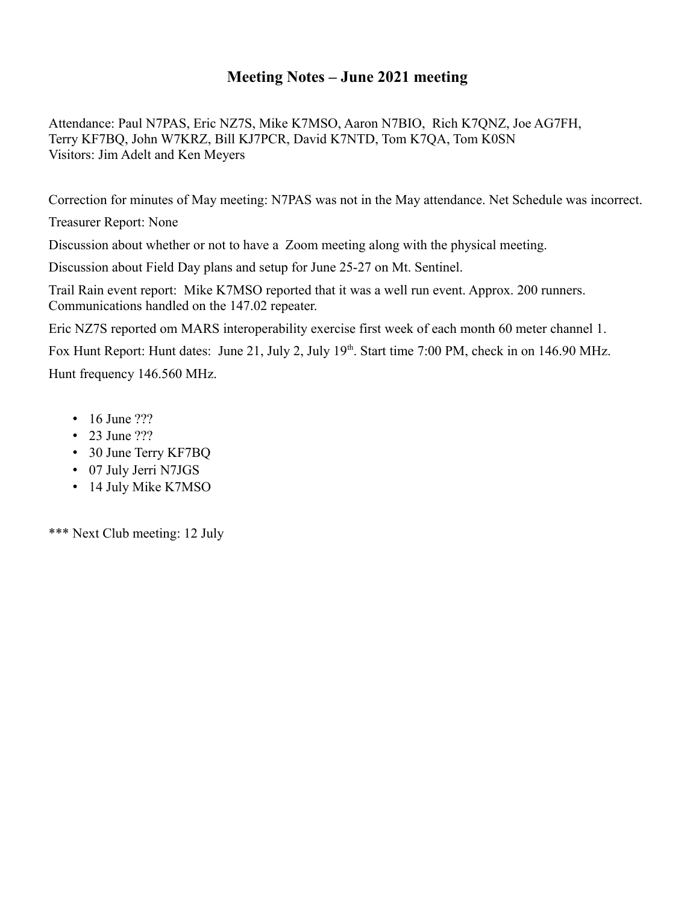# Meeting Notes – June 2021 meeting

Attendance: Paul N7PAS, Eric NZ7S, Mike K7MSO, Aaron N7BIO, Rich K7QNZ, Joe AG7FH, Terry KF7BQ, John W7KRZ, Bill KJ7PCR, David K7NTD, Tom K7QA, Tom K0SN
Visitors: Jim Adelt and Ken Meyers

Correction for minutes of May meeting: N7PAS was not in the May attendance. Net Schedule was incorrect.

Treasurer Report: None

Discussion about whether or not to have a Zoom meeting along with the physical meeting.

Discussion about Field Day plans and setup for June 25-27 on Mt. Sentinel.

Trail Rain event report: Mike K7MSO reported that it was a well run event. Approx. 200 runners. Communications handled on the 147.02 repeater.

Eric NZ7S reported om MARS interoperability exercise first week of each month 60 meter channel 1.

Fox Hunt Report: Hunt dates: June 21, July 2, July 19th. Start time 7:00 PM, check in on 146.90 MHz.

Hunt frequency 146.560 MHz.

- 16 June ???
- 23 June ???
- 30 June Terry KF7BQ
- 07 July Jerri N7JGS
- 14 July Mike K7MSO

*** Next Club meeting: 12 July